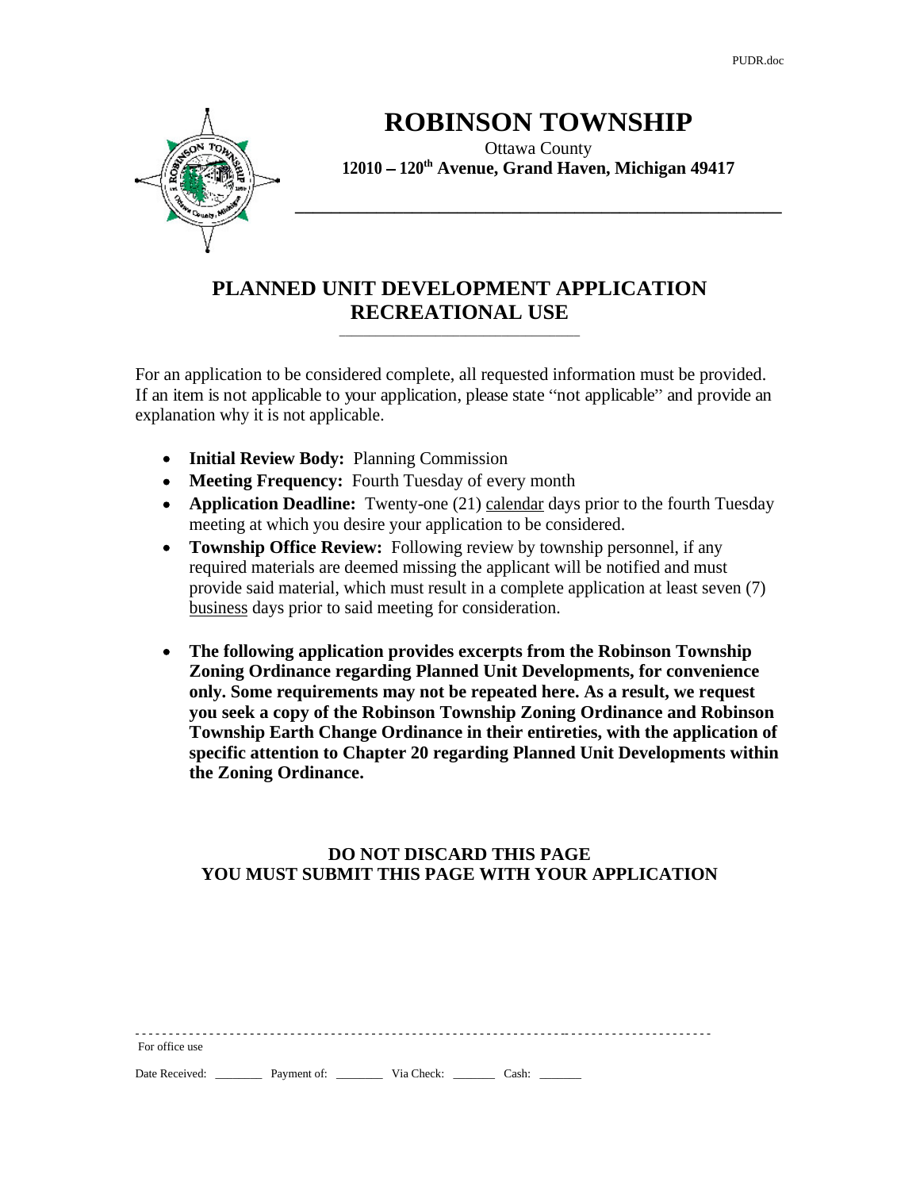# ROBINSON TOWNSHIP

Ottawa County
**12010 – 120th Avenue, Grand Haven, Michigan 49417**

## PLANNED UNIT DEVELOPMENT APPLICATION
## RECREATIONAL USE

For an application to be considered complete, all requested information must be provided. If an item is not applicable to your application, please state "not applicable" and provide an explanation why it is not applicable.

- **Initial Review Body:** Planning Commission
- **Meeting Frequency:** Fourth Tuesday of every month
- **Application Deadline:** Twenty-one (21) calendar days prior to the fourth Tuesday meeting at which you desire your application to be considered.
- **Township Office Review:** Following review by township personnel, if any required materials are deemed missing the applicant will be notified and must provide said material, which must result in a complete application at least seven (7) business days prior to said meeting for consideration.
- **The following application provides excerpts from the Robinson Township Zoning Ordinance regarding Planned Unit Developments, for convenience only. Some requirements may not be repeated here. As a result, we request you seek a copy of the Robinson Township Zoning Ordinance and Robinson Township Earth Change Ordinance in their entireties, with the application of specific attention to Chapter 20 regarding Planned Unit Developments within the Zoning Ordinance.**

**DO NOT DISCARD THIS PAGE**
**YOU MUST SUBMIT THIS PAGE WITH YOUR APPLICATION**

---

For office use

Date Received: ________ Payment of: ________ Via Check: _______ Cash: _______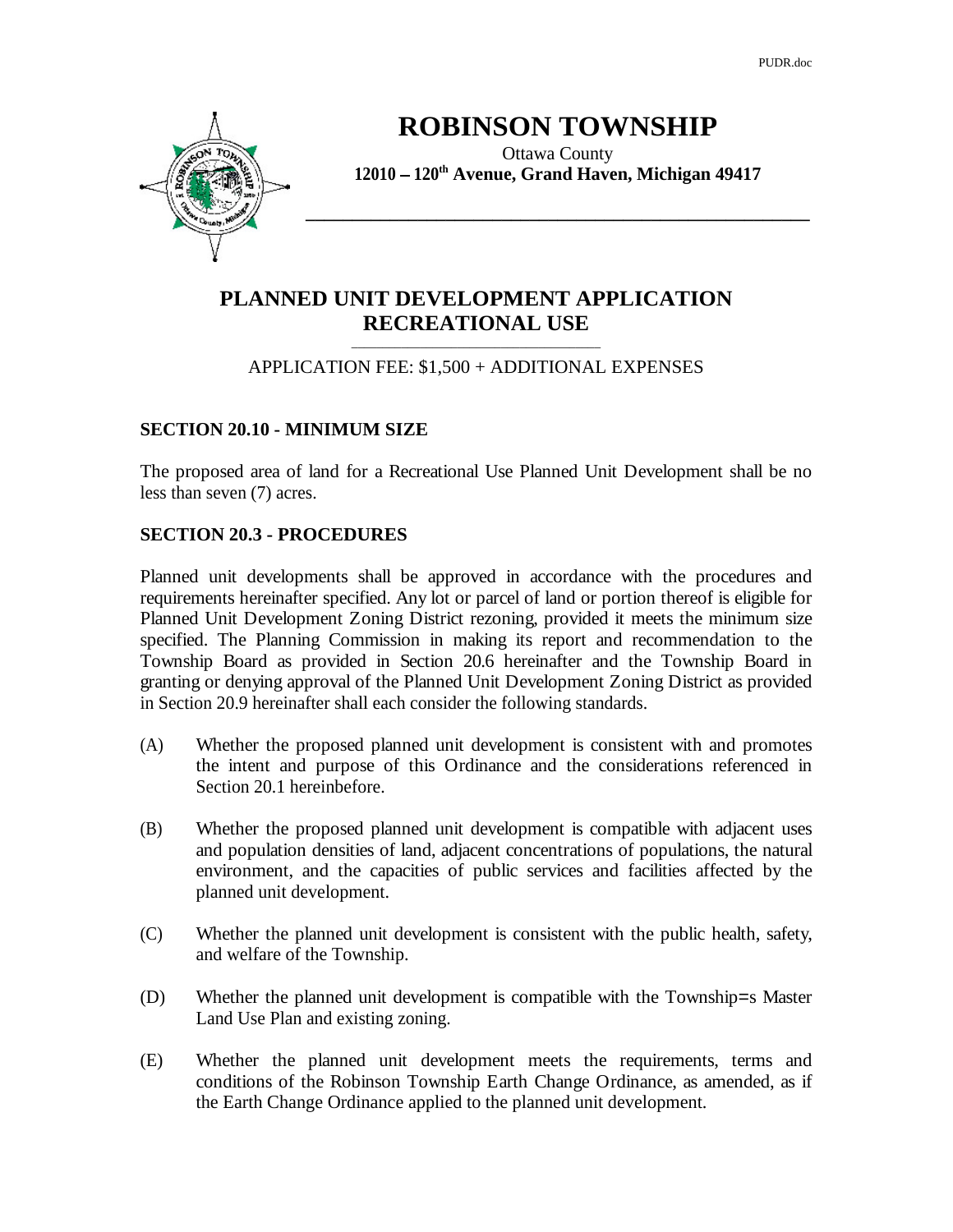# ROBINSON TOWNSHIP

Ottawa County
**12010 – 120th Avenue, Grand Haven, Michigan 49417**

## PLANNED UNIT DEVELOPMENT APPLICATION RECREATIONAL USE

APPLICATION FEE: $1,500 + ADDITIONAL EXPENSES

### SECTION 20.10 - MINIMUM SIZE

The proposed area of land for a Recreational Use Planned Unit Development shall be no less than seven (7) acres.

### SECTION 20.3 - PROCEDURES

Planned unit developments shall be approved in accordance with the procedures and requirements hereinafter specified. Any lot or parcel of land or portion thereof is eligible for Planned Unit Development Zoning District rezoning, provided it meets the minimum size specified. The Planning Commission in making its report and recommendation to the Township Board as provided in Section 20.6 hereinafter and the Township Board in granting or denying approval of the Planned Unit Development Zoning District as provided in Section 20.9 hereinafter shall each consider the following standards.

(A) Whether the proposed planned unit development is consistent with and promotes the intent and purpose of this Ordinance and the considerations referenced in Section 20.1 hereinbefore.

(B) Whether the proposed planned unit development is compatible with adjacent uses and population densities of land, adjacent concentrations of populations, the natural environment, and the capacities of public services and facilities affected by the planned unit development.

(C) Whether the planned unit development is consistent with the public health, safety, and welfare of the Township.

(D) Whether the planned unit development is compatible with the Township=s Master Land Use Plan and existing zoning.

(E) Whether the planned unit development meets the requirements, terms and conditions of the Robinson Township Earth Change Ordinance, as amended, as if the Earth Change Ordinance applied to the planned unit development.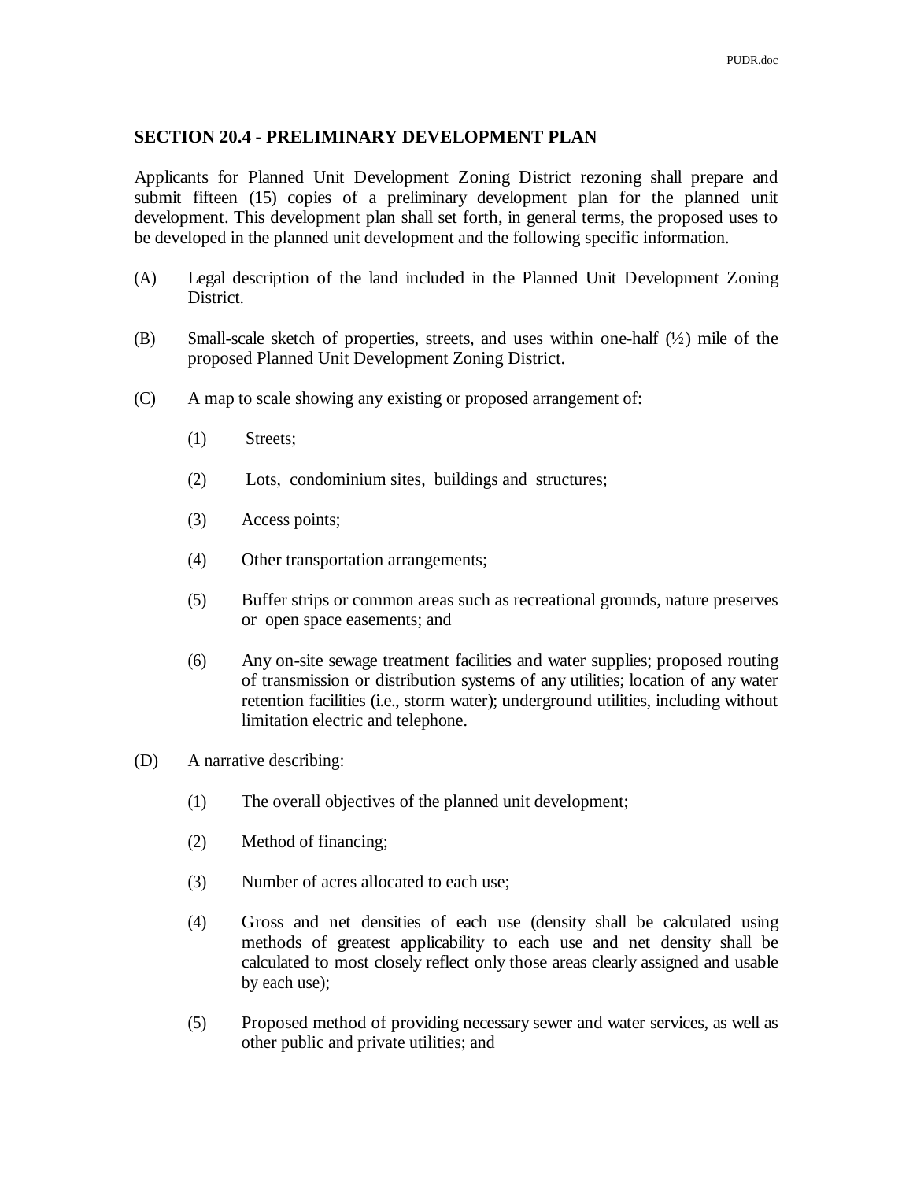## SECTION 20.4 - PRELIMINARY DEVELOPMENT PLAN

Applicants for Planned Unit Development Zoning District rezoning shall prepare and submit fifteen (15) copies of a preliminary development plan for the planned unit development. This development plan shall set forth, in general terms, the proposed uses to be developed in the planned unit development and the following specific information.

(A) Legal description of the land included in the Planned Unit Development Zoning District.

(B) Small-scale sketch of properties, streets, and uses within one-half (½) mile of the proposed Planned Unit Development Zoning District.

(C) A map to scale showing any existing or proposed arrangement of:

- (1) Streets;
- (2) Lots, condominium sites, buildings and structures;
- (3) Access points;
- (4) Other transportation arrangements;
- (5) Buffer strips or common areas such as recreational grounds, nature preserves or open space easements; and
- (6) Any on-site sewage treatment facilities and water supplies; proposed routing of transmission or distribution systems of any utilities; location of any water retention facilities (i.e., storm water); underground utilities, including without limitation electric and telephone.

(D) A narrative describing:

- (1) The overall objectives of the planned unit development;
- (2) Method of financing;
- (3) Number of acres allocated to each use;
- (4) Gross and net densities of each use (density shall be calculated using methods of greatest applicability to each use and net density shall be calculated to most closely reflect only those areas clearly assigned and usable by each use);
- (5) Proposed method of providing necessary sewer and water services, as well as other public and private utilities; and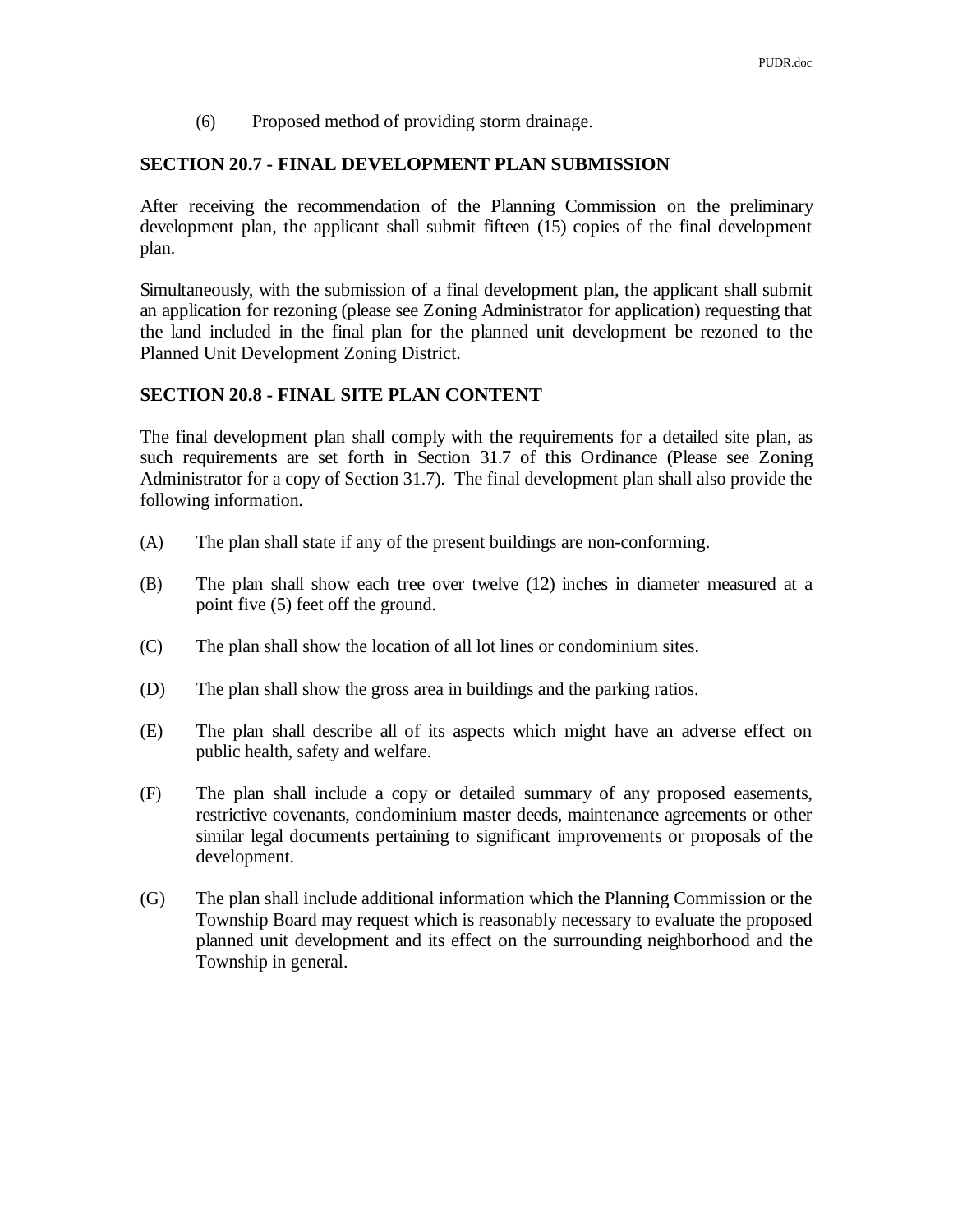(6) Proposed method of providing storm drainage.

**SECTION 20.7 - FINAL DEVELOPMENT PLAN SUBMISSION**

After receiving the recommendation of the Planning Commission on the preliminary development plan, the applicant shall submit fifteen (15) copies of the final development plan.

Simultaneously, with the submission of a final development plan, the applicant shall submit an application for rezoning (please see Zoning Administrator for application) requesting that the land included in the final plan for the planned unit development be rezoned to the Planned Unit Development Zoning District.

**SECTION 20.8 - FINAL SITE PLAN CONTENT**

The final development plan shall comply with the requirements for a detailed site plan, as such requirements are set forth in Section 31.7 of this Ordinance (Please see Zoning Administrator for a copy of Section 31.7). The final development plan shall also provide the following information.

(A) The plan shall state if any of the present buildings are non-conforming.

(B) The plan shall show each tree over twelve (12) inches in diameter measured at a point five (5) feet off the ground.

(C) The plan shall show the location of all lot lines or condominium sites.

(D) The plan shall show the gross area in buildings and the parking ratios.

(E) The plan shall describe all of its aspects which might have an adverse effect on public health, safety and welfare.

(F) The plan shall include a copy or detailed summary of any proposed easements, restrictive covenants, condominium master deeds, maintenance agreements or other similar legal documents pertaining to significant improvements or proposals of the development.

(G) The plan shall include additional information which the Planning Commission or the Township Board may request which is reasonably necessary to evaluate the proposed planned unit development and its effect on the surrounding neighborhood and the Township in general.